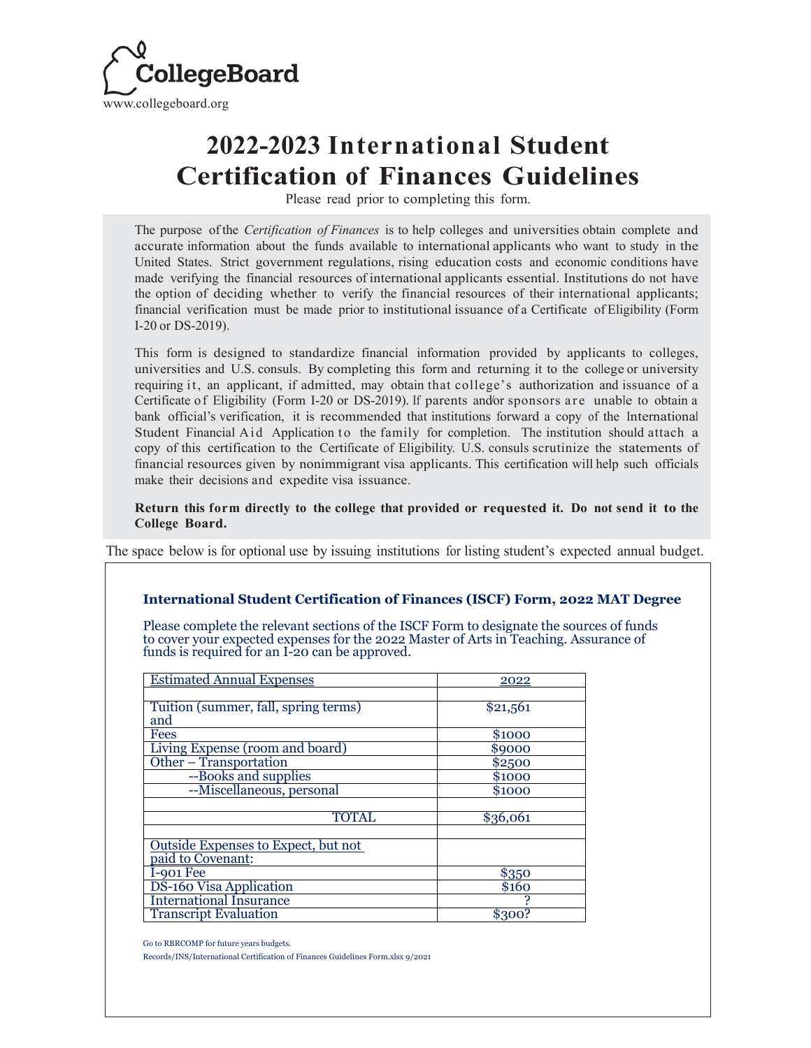CollegeBoard

www.collegeboard.org

# 2022-2023 International Student Certification of Finances Guidelines

Please read prior to completing this form.

The purpose of the *Certification of Finances* is to help colleges and universities obtain complete and accurate information about the funds available to international applicants who want to study in the United States. Strict government regulations, rising education costs and economic conditions have made verifying the financial resources of international applicants essential. Institutions do not have the option of deciding whether to verify the financial resources of their international applicants; financial verification must be made prior to institutional issuance of a Certificate of Eligibility (Form I-20 or DS-2019).

This form is designed to standardize financial information provided by applicants to colleges, universities and U.S. consuls. By completing this form and returning it to the college or university requiring it, an applicant, if admitted, may obtain that college's authorization and issuance of a Certificate of Eligibility (Form I-20 or DS-2019). If parents and/or sponsors are unable to obtain a bank official's verification, it is recommended that institutions forward a copy of the International Student Financial Aid Application to the family for completion. The institution should attach a copy of this certification to the Certificate of Eligibility. U.S. consuls scrutinize the statements of financial resources given by nonimmigrant visa applicants. This certification will help such officials make their decisions and expedite visa issuance.

**Return this form directly to the college that provided or requested it. Do not send it to the College Board.**

The space below is for optional use by issuing institutions for listing student's expected annual budget.

**International Student Certification of Finances (ISCF) Form, 2022 MAT Degree**

Please complete the relevant sections of the ISCF Form to designate the sources of funds to cover your expected expenses for the 2022 Master of Arts in Teaching. Assurance of funds is required for an I-20 can be approved.

| Estimated Annual Expenses | 2022 |
|---|---|
| | |
| Tuition (summer, fall, spring terms) and | $21,561 |
| Fees | $1000 |
| Living Expense (room and board) | $9000 |
| Other – Transportation | $2500 |
| --Books and supplies | $1000 |
| --Miscellaneous, personal | $1000 |
| | |
| TOTAL | $36,061 |
| | |
| Outside Expenses to Expect, but not paid to Covenant: | |
| I-901 Fee | $350 |
| DS-160 Visa Application | $160 |
| International Insurance | ? |
| Transcript Evaluation | $300? |

Go to RBRCOMP for future years budgets.

Records/INS/International Certification of Finances Guidelines Form.xlsx 9/2021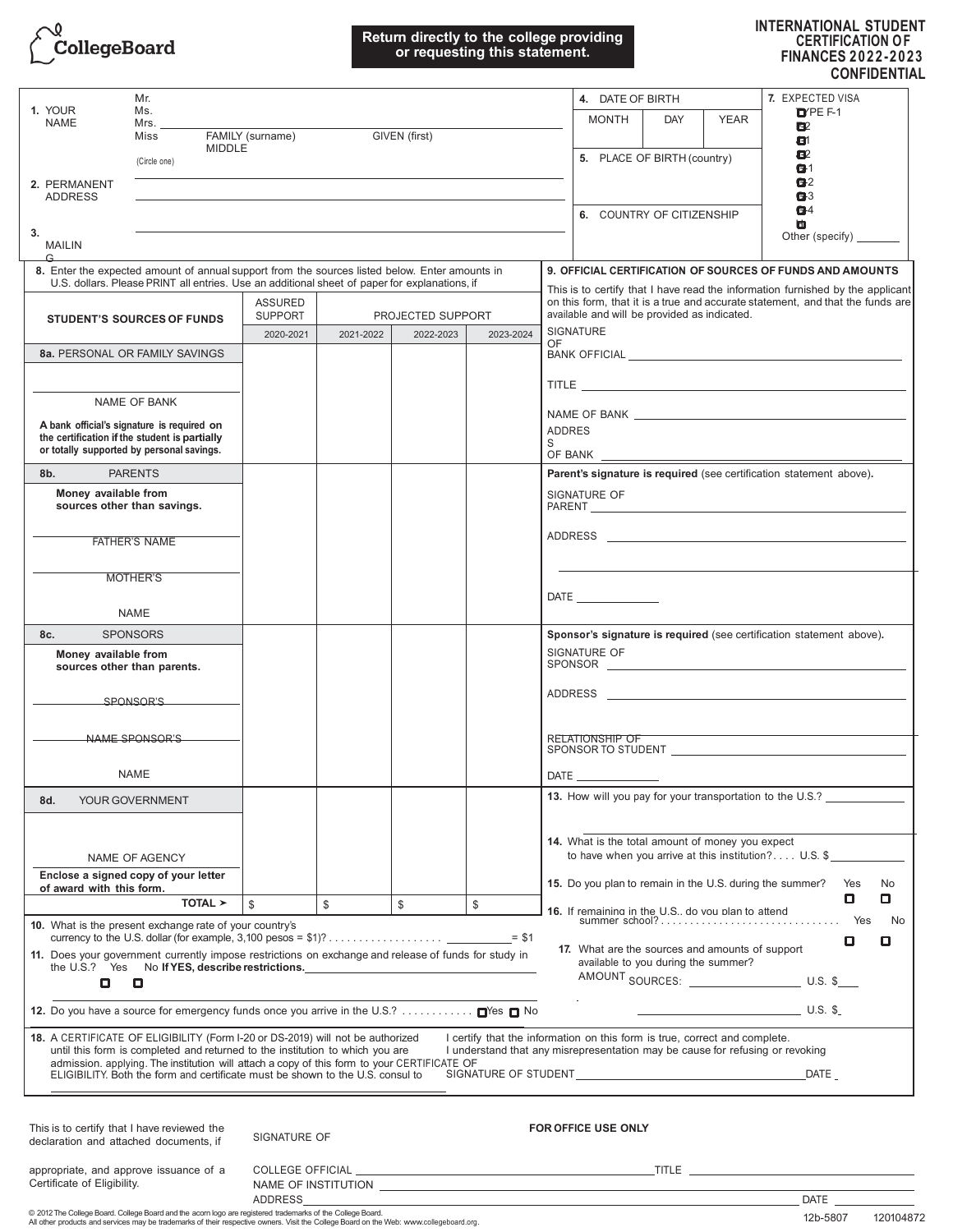CollegeBoard

**Return directly to the college providing or requesting this statement.**

**INTERNATIONAL STUDENT CERTIFICATION OF FINANCES 2022-2023 CONFIDENTIAL**

**1.** YOUR NAME  Mr. Ms. Mrs. Miss (Circle one)  FAMILY (surname)  GIVEN (first)  MIDDLE

**2.** PERMANENT ADDRESS

**3.** MAILING

**4.** DATE OF BIRTH

| MONTH | DAY | YEAR |
|---|---|---|
| | | |

**5.** PLACE OF BIRTH (country)

**6.** COUNTRY OF CITIZENSHIP

**7.** EXPECTED VISA TYPE F-1
- F-2
- J-1
- J-2
- G-1
- G-2
- G-3
- G-4
- H
- Other (specify) _______

**8.** Enter the expected amount of annual support from the sources listed below. Enter amounts in U.S. dollars. Please PRINT all entries. Use an additional sheet of paper for explanations, if

| STUDENT'S SOURCES OF FUNDS | ASSURED SUPPORT | PROJECTED SUPPORT | | |
|---|---|---|---|---|
| | 2020-2021 | 2021-2022 | 2022-2023 | 2023-2024 |
| **8a.** PERSONAL OR FAMILY SAVINGS<br>NAME OF BANK<br>**A bank official's signature is required on the certification if the student is partially or totally supported by personal savings.** | | | | |
| **8b.** PARENTS<br>**Money available from sources other than savings.**<br>FATHER'S NAME<br>MOTHER'S NAME | | | | |
| **8c.** SPONSORS<br>**Money available from sources other than parents.**<br>SPONSOR'S NAME<br>SPONSOR'S NAME | | | | |
| **8d.** YOUR GOVERNMENT<br>NAME OF AGENCY<br>**Enclose a signed copy of your letter of award with this form.** | | | | |
| **TOTAL ➤** | $ | $ | $ | $ |

**9. OFFICIAL CERTIFICATION OF SOURCES OF FUNDS AND AMOUNTS**

This is to certify that I have read the information furnished by the applicant on this form, that it is a true and accurate statement, and that the funds are available and will be provided as indicated.

SIGNATURE OF BANK OFFICIAL ______________________

TITLE ______________________

NAME OF BANK ______________________

ADDRESS OF BANK ______________________

**Parent's signature is required** (see certification statement above).

SIGNATURE OF PARENT ______________________

ADDRESS ______________________

DATE ___________

**Sponsor's signature is required** (see certification statement above).

SIGNATURE OF SPONSOR ______________________

ADDRESS ______________________

RELATIONSHIP OF SPONSOR TO STUDENT ______________________

DATE ___________

**10.** What is the present exchange rate of your country's currency to the U.S. dollar (for example, 3,100 pesos = $1)? . . . . . . . . . . . . . . . . . . . __________ = $1

**11.** Does your government currently impose restrictions on exchange and release of funds for study in the U.S.? Yes ☐ No ☐ **If YES, describe restrictions.** ______________________

**12.** Do you have a source for emergency funds once you arrive in the U.S.? . . . . . . . . . . . . ☐ Yes ☐ No

**13.** How will you pay for your transportation to the U.S.? ______________________

**14.** What is the total amount of money you expect to have when you arrive at this institution? . . . . U.S. $__________

**15.** Do you plan to remain in the U.S. during the summer? Yes ☐ No ☐

**16.** If remaining in the U.S., do you plan to attend summer school? . . . . . . . . . . . . . . . . . . . . . . . . . . . . . . Yes ☐ No ☐

**17.** What are the sources and amounts of support available to you during the summer?
AMOUNT SOURCES: __________________ U.S. $____
__________________ U.S. $____

**18.** A CERTIFICATE OF ELIGIBILITY (Form I-20 or DS-2019) will not be authorized until this form is completed and returned to the institution to which you are applying. The institution will attach a copy of this form to your CERTIFICATE OF ELIGIBILITY. Both the form and certificate must be shown to the U.S. consul to admission.

I certify that the information on this form is true, correct and complete. I understand that any misrepresentation may be cause for refusing or revoking

SIGNATURE OF STUDENT ______________________ DATE ____

This is to certify that I have reviewed the declaration and attached documents, if appropriate, and approve issuance of a Certificate of Eligibility.

**FOR OFFICE USE ONLY**

SIGNATURE OF COLLEGE OFFICIAL ______________________ TITLE ______________________

NAME OF INSTITUTION ______________________

ADDRESS ______________________ DATE ___________

© 2012 The College Board. College Board and the acorn logo are registered trademarks of the College Board. All other products and services may be trademarks of their respective owners. Visit the College Board on the Web: www.collegeboard.org.

12b-5807 120104872